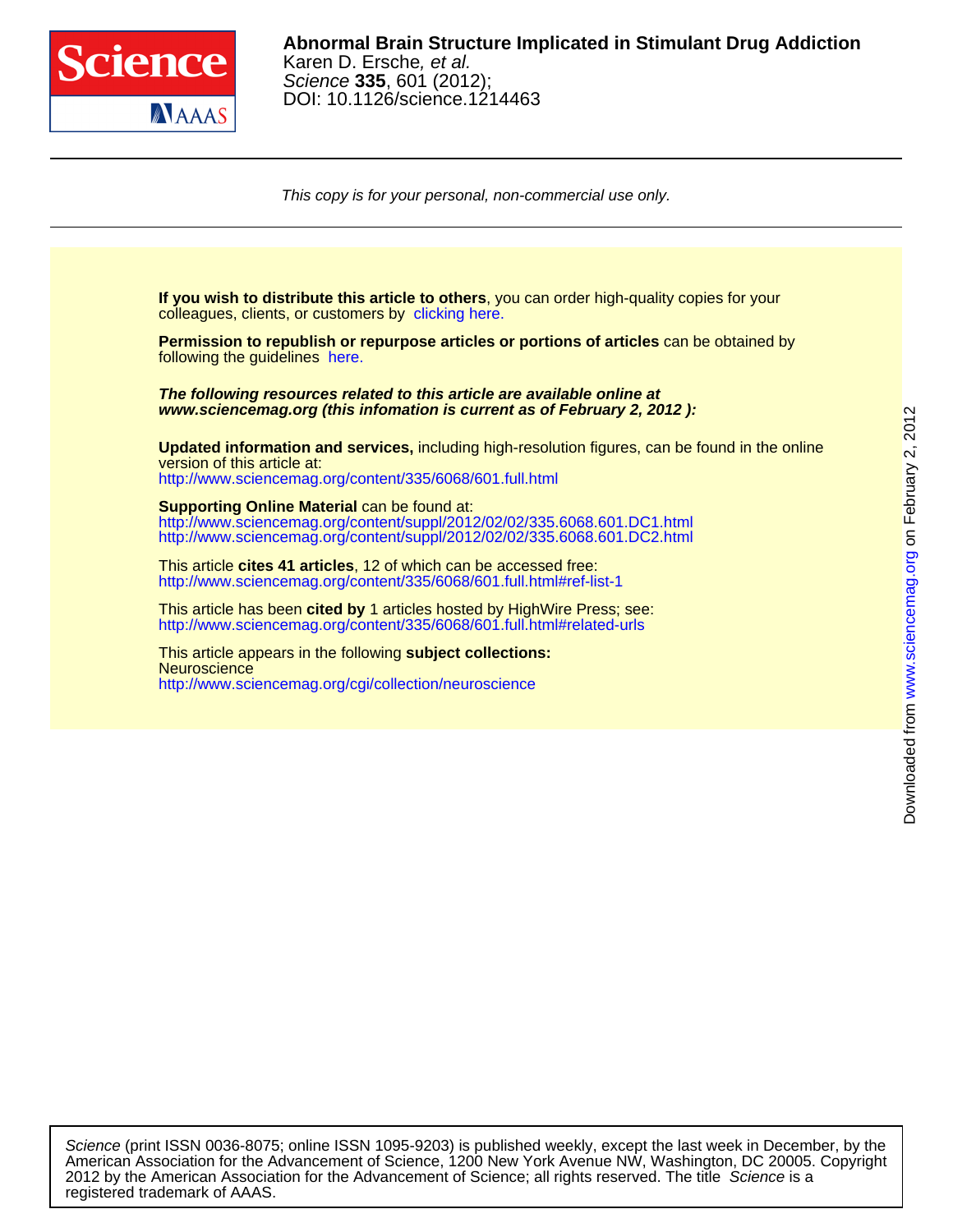**Abnormal Brain Structure Implicated in Stimulant Drug Addiction**
Karen D. Ersche, *et al.*
*Science* **335**, 601 (2012);
DOI: 10.1126/science.1214463

*This copy is for your personal, non-commercial use only.*

**If you wish to distribute this article to others**, you can order high-quality copies for your colleagues, clients, or customers by clicking here.

**Permission to republish or repurpose articles or portions of articles** can be obtained by following the guidelines here.

***The following resources related to this article are available online at www.sciencemag.org (this infomation is current as of February 2, 2012 ):***

**Updated information and services,** including high-resolution figures, can be found in the online version of this article at:
http://www.sciencemag.org/content/335/6068/601.full.html

**Supporting Online Material** can be found at:
http://www.sciencemag.org/content/suppl/2012/02/02/335.6068.601.DC1.html
http://www.sciencemag.org/content/suppl/2012/02/02/335.6068.601.DC2.html

This article **cites 41 articles**, 12 of which can be accessed free:
http://www.sciencemag.org/content/335/6068/601.full.html#ref-list-1

This article has been **cited by** 1 articles hosted by HighWire Press; see:
http://www.sciencemag.org/content/335/6068/601.full.html#related-urls

This article appears in the following **subject collections:**
Neuroscience
http://www.sciencemag.org/cgi/collection/neuroscience

Downloaded from www.sciencemag.org on February 2, 2012

*Science* (print ISSN 0036-8075; online ISSN 1095-9203) is published weekly, except the last week in December, by the American Association for the Advancement of Science, 1200 New York Avenue NW, Washington, DC 20005. Copyright 2012 by the American Association for the Advancement of Science; all rights reserved. The title *Science* is a registered trademark of AAAS.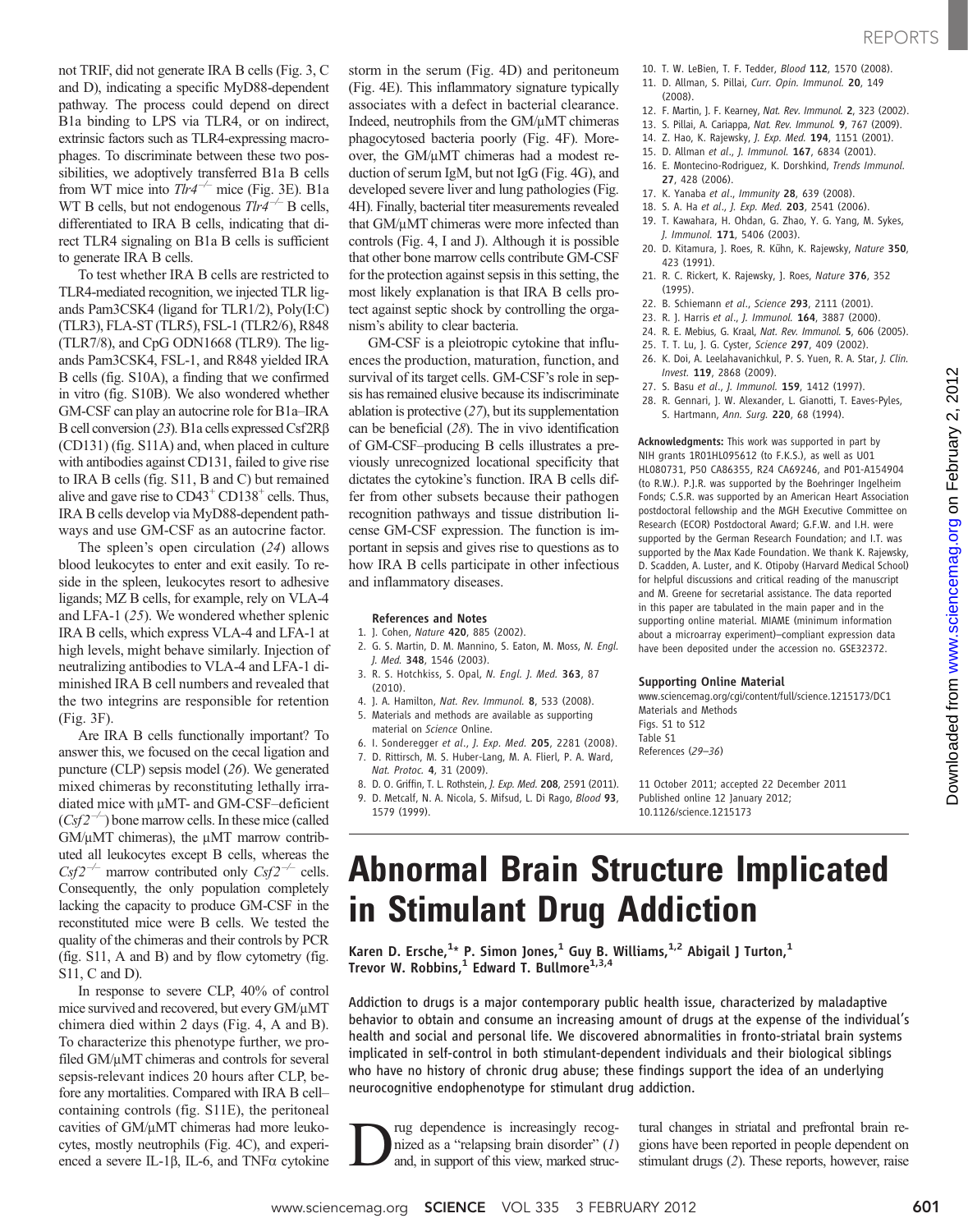not TRIF, did not generate IRA B cells (Fig. 3, C and D), indicating a specific MyD88-dependent pathway. The process could depend on direct B1a binding to LPS via TLR4, or on indirect, extrinsic factors such as TLR4-expressing macrophages. To discriminate between these two possibilities, we adoptively transferred B1a B cells from WT mice into *Tlr4*$^{-/-}$ mice (Fig. 3E). B1a WT B cells, but not endogenous *Tlr4*$^{-/-}$ B cells, differentiated to IRA B cells, indicating that direct TLR4 signaling on B1a B cells is sufficient to generate IRA B cells.

To test whether IRA B cells are restricted to TLR4-mediated recognition, we injected TLR ligands Pam3CSK4 (ligand for TLR1/2), Poly(I:C) (TLR3), FLA-ST (TLR5), FSL-1 (TLR2/6), R848 (TLR7/8), and CpG ODN1668 (TLR9). The ligands Pam3CSK4, FSL-1, and R848 yielded IRA B cells (fig. S10A), a finding that we confirmed in vitro (fig. S10B). We also wondered whether GM-CSF can play an autocrine role for B1a–IRA B cell conversion (23). B1a cells expressed Csf2Rβ (CD131) (fig. S11A) and, when placed in culture with antibodies against CD131, failed to give rise to IRA B cells (fig. S11, B and C) but remained alive and gave rise to CD43$^{+}$ CD138$^{+}$ cells. Thus, IRA B cells develop via MyD88-dependent pathways and use GM-CSF as an autocrine factor.

The spleen's open circulation (24) allows blood leukocytes to enter and exit easily. To reside in the spleen, leukocytes resort to adhesive ligands; MZ B cells, for example, rely on VLA-4 and LFA-1 (25). We wondered whether splenic IRA B cells, which express VLA-4 and LFA-1 at high levels, might behave similarly. Injection of neutralizing antibodies to VLA-4 and LFA-1 diminished IRA B cell numbers and revealed that the two integrins are responsible for retention (Fig. 3F).

Are IRA B cells functionally important? To answer this, we focused on the cecal ligation and puncture (CLP) sepsis model (26). We generated mixed chimeras by reconstituting lethally irradiated mice with μMT- and GM-CSF–deficient (*Csf2*$^{-/-}$) bone marrow cells. In these mice (called GM/μMT chimeras), the μMT marrow contributed all leukocytes except B cells, whereas the *Csf2*$^{-/-}$ marrow contributed only *Csf2*$^{-/-}$ cells. Consequently, the only population completely lacking the capacity to produce GM-CSF in the reconstituted mice were B cells. We tested the quality of the chimeras and their controls by PCR (fig. S11, A and B) and by flow cytometry (fig. S11, C and D).

In response to severe CLP, 40% of control mice survived and recovered, but every GM/μMT chimera died within 2 days (Fig. 4, A and B). To characterize this phenotype further, we profiled GM/μMT chimeras and controls for several sepsis-relevant indices 20 hours after CLP, before any mortalities. Compared with IRA B cell–containing controls (fig. S11E), the peritoneal cavities of GM/μMT chimeras had more leukocytes, mostly neutrophils (Fig. 4C), and experienced a severe IL-1β, IL-6, and TNFα cytokine storm in the serum (Fig. 4D) and peritoneum (Fig. 4E). This inflammatory signature typically associates with a defect in bacterial clearance. Indeed, neutrophils from the GM/μMT chimeras phagocytosed bacteria poorly (Fig. 4F). Moreover, the GM/μMT chimeras had a modest reduction of serum IgM, but not IgG (Fig. 4G), and developed severe liver and lung pathologies (Fig. 4H). Finally, bacterial titer measurements revealed that GM/μMT chimeras were more infected than controls (Fig. 4, I and J). Although it is possible that other bone marrow cells contribute GM-CSF for the protection against sepsis in this setting, the most likely explanation is that IRA B cells protect against septic shock by controlling the organism's ability to clear bacteria.

GM-CSF is a pleiotropic cytokine that influences the production, maturation, function, and survival of its target cells. GM-CSF's role in sepsis has remained elusive because its indiscriminate ablation is protective (27), but its supplementation can be beneficial (28). The in vivo identification of GM-CSF–producing B cells illustrates a previously unrecognized locational specificity that dictates the cytokine's function. IRA B cells differ from other subsets because their pathogen recognition pathways and tissue distribution license GM-CSF expression. The function is important in sepsis and gives rise to questions as to how IRA B cells participate in other infectious and inflammatory diseases.

### References and Notes

1. J. Cohen, *Nature* **420**, 885 (2002).
2. G. S. Martin, D. M. Mannino, S. Eaton, M. Moss, *N. Engl. J. Med.* **348**, 1546 (2003).
3. R. S. Hotchkiss, S. Opal, *N. Engl. J. Med.* **363**, 87 (2010).
4. J. A. Hamilton, *Nat. Rev. Immunol.* **8**, 533 (2008).
5. Materials and methods are available as supporting material on *Science* Online.
6. I. Sonderegger *et al.*, *J. Exp. Med.* **205**, 2281 (2008).
7. D. Rittirsch, M. S. Huber-Lang, M. A. Flierl, P. A. Ward, *Nat. Protoc.* **4**, 31 (2009).
8. D. O. Griffin, T. L. Rothstein, *J. Exp. Med.* **208**, 2591 (2011).
9. D. Metcalf, N. A. Nicola, S. Mifsud, L. Di Rago, *Blood* **93**, 1579 (1999).
10. T. W. LeBien, T. F. Tedder, *Blood* **112**, 1570 (2008).
11. D. Allman, S. Pillai, *Curr. Opin. Immunol.* **20**, 149 (2008).
12. F. Martin, J. F. Kearney, *Nat. Rev. Immunol.* **2**, 323 (2002).
13. S. Pillai, A. Cariappa, *Nat. Rev. Immunol.* **9**, 767 (2009).
14. Z. Hao, K. Rajewsky, *J. Exp. Med.* **194**, 1151 (2001).
15. D. Allman *et al.*, *J. Immunol.* **167**, 6834 (2001).
16. E. Montecino-Rodriguez, K. Dorshkind, *Trends Immunol.* **27**, 428 (2006).
17. K. Yanaba *et al.*, *Immunity* **28**, 639 (2008).
18. S. A. Ha *et al.*, *J. Exp. Med.* **203**, 2541 (2006).
19. T. Kawahara, H. Ohdan, G. Zhao, Y. G. Yang, M. Sykes, *J. Immunol.* **171**, 5406 (2003).
20. D. Kitamura, J. Roes, R. Kühn, K. Rajewsky, *Nature* **350**, 423 (1991).
21. R. C. Rickert, K. Rajewsky, J. Roes, *Nature* **376**, 352 (1995).
22. B. Schiemann *et al.*, *Science* **293**, 2111 (2001).
23. R. J. Harris *et al.*, *J. Immunol.* **164**, 3887 (2000).
24. R. E. Mebius, G. Kraal, *Nat. Rev. Immunol.* **5**, 606 (2005).
25. T. T. Lu, J. G. Cyster, *Science* **297**, 409 (2002).
26. K. Doi, A. Leelahavanichkul, P. S. Yuen, R. A. Star, *J. Clin. Invest.* **119**, 2868 (2009).
27. S. Basu *et al.*, *J. Immunol.* **159**, 1412 (1997).
28. R. Gennari, J. W. Alexander, L. Gianotti, T. Eaves-Pyles, S. Hartmann, *Ann. Surg.* **220**, 68 (1994).

**Acknowledgments:** This work was supported in part by NIH grants 1R01HL095612 (to F.K.S.), as well as U01 HL080731, P50 CA86355, R24 CA69246, and P01-A154904 (to R.W.). P.J.R. was supported by the Boehringer Ingelheim Fonds; C.S.R. was supported by an American Heart Association postdoctoral fellowship and the MGH Executive Committee on Research (ECOR) Postdoctoral Award; G.F.W. and I.H. were supported by the German Research Foundation; and I.T. was supported by the Max Kade Foundation. We thank K. Rajewsky, D. Scadden, A. Luster, and K. Otipoby (Harvard Medical School) for helpful discussions and critical reading of the manuscript and M. Greene for secretarial assistance. The data reported in this paper are tabulated in the main paper and in the supporting online material. MIAME (minimum information about a microarray experiment)–compliant expression data have been deposited under the accession no. GSE32372.

**Supporting Online Material**
www.sciencemag.org/cgi/content/full/science.1215173/DC1
Materials and Methods
Figs. S1 to S12
Table S1
References (29–36)

11 October 2011; accepted 22 December 2011
Published online 12 January 2012;
10.1126/science.1215173

# Abnormal Brain Structure Implicated in Stimulant Drug Addiction

**Karen D. Ersche,[1]* P. Simon Jones,[1] Guy B. Williams,[1,2] Abigail J Turton,[1] Trevor W. Robbins,[1] Edward T. Bullmore[1,3,4]**

Addiction to drugs is a major contemporary public health issue, characterized by maladaptive behavior to obtain and consume an increasing amount of drugs at the expense of the individual's health and social and personal life. We discovered abnormalities in fronto-striatal brain systems implicated in self-control in both stimulant-dependent individuals and their biological siblings who have no history of chronic drug abuse; these findings support the idea of an underlying neurocognitive endophenotype for stimulant drug addiction.

Drug dependence is increasingly recognized as a "relapsing brain disorder" (1) and, in support of this view, marked structural changes in striatal and prefrontal brain regions have been reported in people dependent on stimulant drugs (2). These reports, however, raise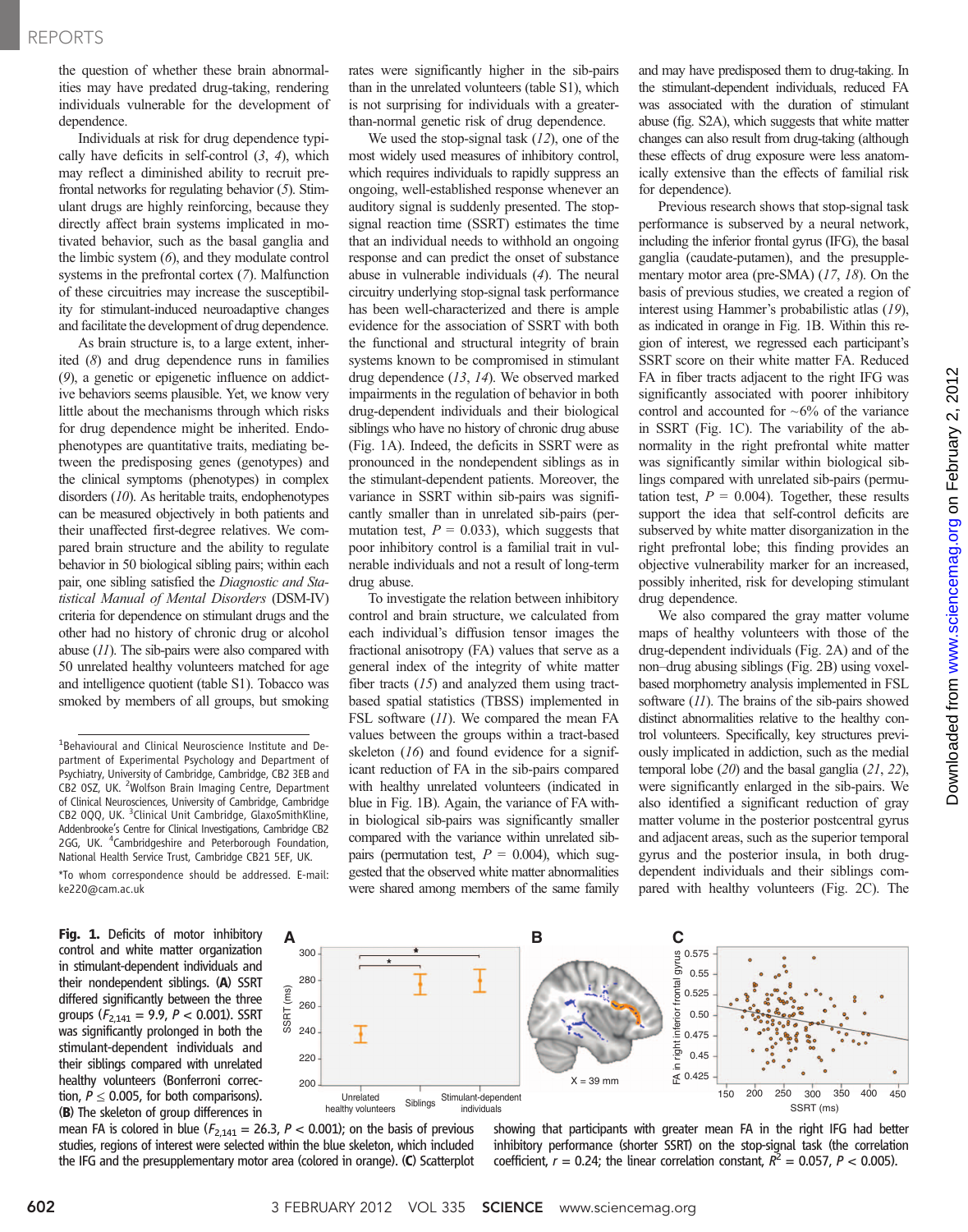the question of whether these brain abnormalities may have predated drug-taking, rendering individuals vulnerable for the development of dependence.

Individuals at risk for drug dependence typically have deficits in self-control (3, 4), which may reflect a diminished ability to recruit prefrontal networks for regulating behavior (5). Stimulant drugs are highly reinforcing, because they directly affect brain systems implicated in motivated behavior, such as the basal ganglia and the limbic system (6), and they modulate control systems in the prefrontal cortex (7). Malfunction of these circuitries may increase the susceptibility for stimulant-induced neuroadaptive changes and facilitate the development of drug dependence.

As brain structure is, to a large extent, inherited (8) and drug dependence runs in families (9), a genetic or epigenetic influence on addictive behaviors seems plausible. Yet, we know very little about the mechanisms through which risks for drug dependence might be inherited. Endophenotypes are quantitative traits, mediating between the predisposing genes (genotypes) and the clinical symptoms (phenotypes) in complex disorders (10). As heritable traits, endophenotypes can be measured objectively in both patients and their unaffected first-degree relatives. We compared brain structure and the ability to regulate behavior in 50 biological sibling pairs; within each pair, one sibling satisfied the *Diagnostic and Statistical Manual of Mental Disorders* (DSM-IV) criteria for dependence on stimulant drugs and the other had no history of chronic drug or alcohol abuse (11). The sib-pairs were also compared with 50 unrelated healthy volunteers matched for age and intelligence quotient (table S1). Tobacco was smoked by members of all groups, but smoking rates were significantly higher in the sib-pairs than in the unrelated volunteers (table S1), which is not surprising for individuals with a greater-than-normal genetic risk of drug dependence.

We used the stop-signal task (12), one of the most widely used measures of inhibitory control, which requires individuals to rapidly suppress an ongoing, well-established response whenever an auditory signal is suddenly presented. The stop-signal reaction time (SSRT) estimates the time that an individual needs to withhold an ongoing response and can predict the onset of substance abuse in vulnerable individuals (4). The neural circuitry underlying stop-signal task performance has been well-characterized and there is ample evidence for the association of SSRT with both the functional and structural integrity of brain systems known to be compromised in stimulant drug dependence (13, 14). We observed marked impairments in the regulation of behavior in both drug-dependent individuals and their biological siblings who have no history of chronic drug abuse (Fig. 1A). Indeed, the deficits in SSRT were as pronounced in the nondependent siblings as in the stimulant-dependent patients. Moreover, the variance in SSRT within sib-pairs was significantly smaller than in unrelated sib-pairs (permutation test, $P = 0.033$), which suggests that poor inhibitory control is a familial trait in vulnerable individuals and not a result of long-term drug abuse.

To investigate the relation between inhibitory control and brain structure, we calculated from each individual's diffusion tensor images the fractional anisotropy (FA) values that serve as a general index of the integrity of white matter fiber tracts (15) and analyzed them using tract-based spatial statistics (TBSS) implemented in FSL software (11). We compared the mean FA values between the groups within a tract-based skeleton (16) and found evidence for a significant reduction of FA in the sib-pairs compared with healthy unrelated volunteers (indicated in blue in Fig. 1B). Again, the variance of FA within biological sib-pairs was significantly smaller compared with the variance within unrelated sib-pairs (permutation test, $P = 0.004$), which suggested that the observed white matter abnormalities were shared among members of the same family and may have predisposed them to drug-taking. In the stimulant-dependent individuals, reduced FA was associated with the duration of stimulant abuse (fig. S2A), which suggests that white matter changes can also result from drug-taking (although these effects of drug exposure were less anatomically extensive than the effects of familial risk for dependence).

Previous research shows that stop-signal task performance is subserved by a neural network, including the inferior frontal gyrus (IFG), the basal ganglia (caudate-putamen), and the presupplementary motor area (pre-SMA) (17, 18). On the basis of previous studies, we created a region of interest using Hammer's probabilistic atlas (19), as indicated in orange in Fig. 1B. Within this region of interest, we regressed each participant's SSRT score on their white matter FA. Reduced FA in fiber tracts adjacent to the right IFG was significantly associated with poorer inhibitory control and accounted for ~6% of the variance in SSRT (Fig. 1C). The variability of the abnormality in the right prefrontal white matter was significantly similar within biological siblings compared with unrelated sib-pairs (permutation test, $P = 0.004$). Together, these results support the idea that self-control deficits are subserved by white matter disorganization in the right prefrontal lobe; this finding provides an objective vulnerability marker for an increased, possibly inherited, risk for developing stimulant drug dependence.

We also compared the gray matter volume maps of healthy volunteers with those of the drug-dependent individuals (Fig. 2A) and of the non–drug abusing siblings (Fig. 2B) using voxel-based morphometry analysis implemented in FSL software (11). The brains of the sib-pairs showed distinct abnormalities relative to the healthy control volunteers. Specifically, key structures previously implicated in addiction, such as the medial temporal lobe (20) and the basal ganglia (21, 22), were significantly enlarged in the sib-pairs. We also identified a significant reduction of gray matter volume in the posterior postcentral gyrus and adjacent areas, such as the superior temporal gyrus and the posterior insula, in both drug-dependent individuals and their siblings compared with healthy volunteers (Fig. 2C). The

[1]Behavioural and Clinical Neuroscience Institute and Department of Experimental Psychology and Department of Psychiatry, University of Cambridge, Cambridge, CB2 3EB and CB2 0SZ, UK. [2]Wolfson Brain Imaging Centre, Department of Clinical Neurosciences, University of Cambridge, Cambridge CB2 0QQ, UK. [3]Clinical Unit Cambridge, GlaxoSmithKline, Addenbrooke's Centre for Clinical Investigations, Cambridge CB2 2GG, UK. [4]Cambridgeshire and Peterborough Foundation, National Health Service Trust, Cambridge CB21 5EF, UK.

*To whom correspondence should be addressed. E-mail: ke220@cam.ac.uk

**Fig. 1.** Deficits of motor inhibitory control and white matter organization in stimulant-dependent individuals and their nondependent siblings. (**A**) SSRT differed significantly between the three groups ($F_{2,141} = 9.9$, $P < 0.001$). SSRT was significantly prolonged in both the stimulant-dependent individuals and their siblings compared with unrelated healthy volunteers (Bonferroni correction, $P \leq 0.005$, for both comparisons). (**B**) The skeleton of group differences in mean FA is colored in blue ($F_{2,141} = 26.3$, $P < 0.001$); on the basis of previous studies, regions of interest were selected within the blue skeleton, which included the IFG and the presupplementary motor area (colored in orange). (**C**) Scatterplot showing that participants with greater mean FA in the right IFG had better inhibitory performance (shorter SSRT) on the stop-signal task (the correlation coefficient, $r = 0.24$; the linear correlation constant, $R^2 = 0.057$, $P < 0.005$).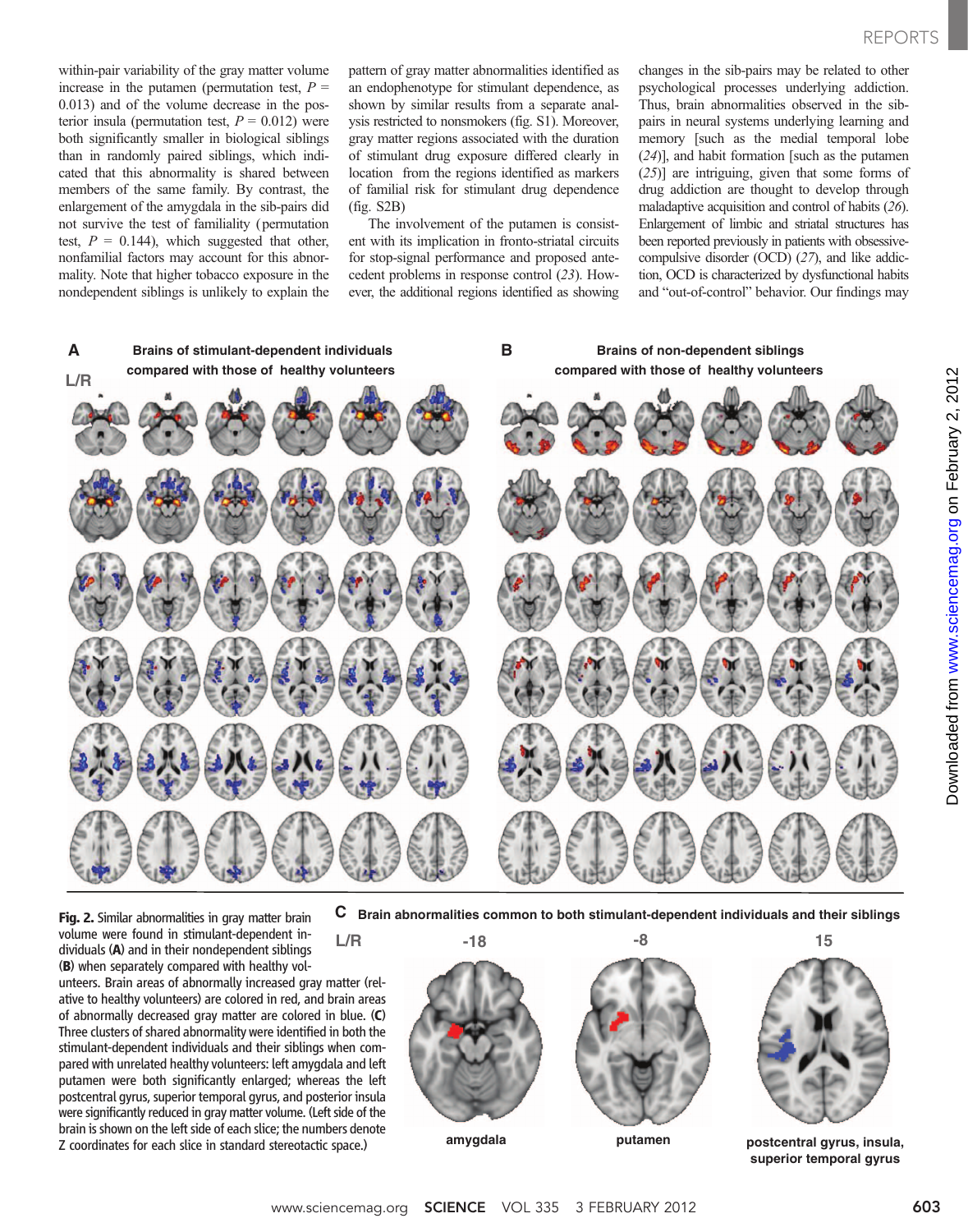within-pair variability of the gray matter volume increase in the putamen (permutation test, $P$ = 0.013) and of the volume decrease in the posterior insula (permutation test, $P$ = 0.012) were both significantly smaller in biological siblings than in randomly paired siblings, which indicated that this abnormality is shared between members of the same family. By contrast, the enlargement of the amygdala in the sib-pairs did not survive the test of familiality (permutation test, $P$ = 0.144), which suggested that other, nonfamilial factors may account for this abnormality. Note that higher tobacco exposure in the nondependent siblings is unlikely to explain the pattern of gray matter abnormalities identified as an endophenotype for stimulant dependence, as shown by similar results from a separate analysis restricted to nonsmokers (fig. S1). Moreover, gray matter regions associated with the duration of stimulant drug exposure differed clearly in location from the regions identified as markers of familial risk for stimulant drug dependence (fig. S2B)

The involvement of the putamen is consistent with its implication in fronto-striatal circuits for stop-signal performance and proposed antecedent problems in response control (23). However, the additional regions identified as showing changes in the sib-pairs may be related to other psychological processes underlying addiction. Thus, brain abnormalities observed in the sib-pairs in neural systems underlying learning and memory [such as the medial temporal lobe (24)], and habit formation [such as the putamen (25)] are intriguing, given that some forms of drug addiction are thought to develop through maladaptive acquisition and control of habits (26). Enlargement of limbic and striatal structures has been reported previously in patients with obsessive-compulsive disorder (OCD) (27), and like addiction, OCD is characterized by dysfunctional habits and "out-of-control" behavior. Our findings may

**Fig. 2.** Similar abnormalities in gray matter brain volume were found in stimulant-dependent individuals (**A**) and in their nondependent siblings (**B**) when separately compared with healthy volunteers. Brain areas of abnormally increased gray matter (relative to healthy volunteers) are colored in red, and brain areas of abnormally decreased gray matter are colored in blue. (**C**) Three clusters of shared abnormality were identified in both the stimulant-dependent individuals and their siblings when compared with unrelated healthy volunteers: left amygdala and left putamen were both significantly enlarged; whereas the left postcentral gyrus, superior temporal gyrus, and posterior insula were significantly reduced in gray matter volume. (Left side of the brain is shown on the left side of each slice; the numbers denote Z coordinates for each slice in standard stereotactic space.)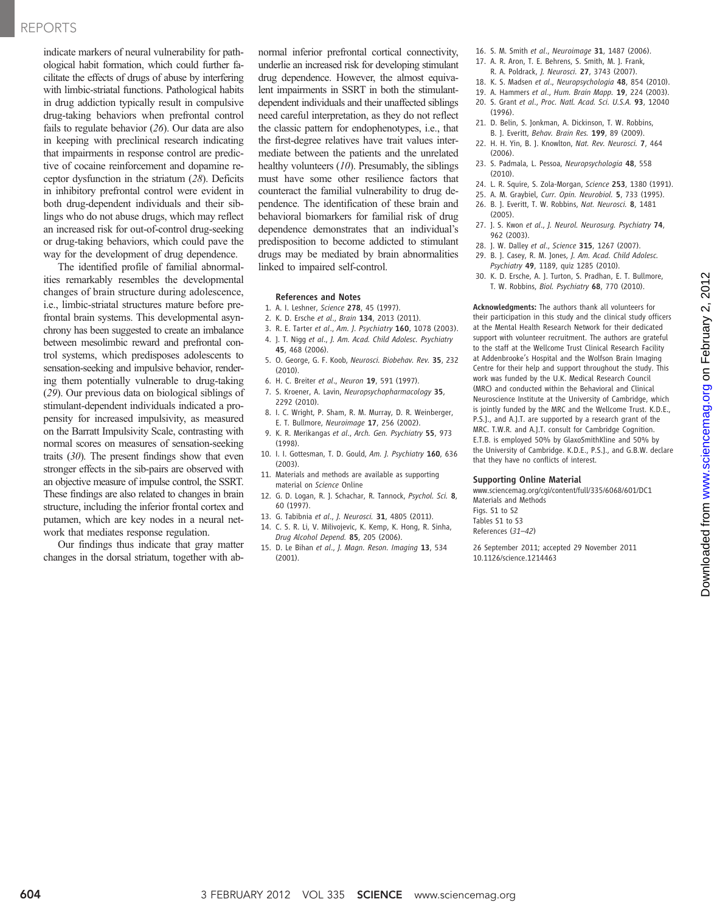indicate markers of neural vulnerability for pathological habit formation, which could further facilitate the effects of drugs of abuse by interfering with limbic-striatal functions. Pathological habits in drug addiction typically result in compulsive drug-taking behaviors when prefrontal control fails to regulate behavior (*26*). Our data are also in keeping with preclinical research indicating that impairments in response control are predictive of cocaine reinforcement and dopamine receptor dysfunction in the striatum (*28*). Deficits in inhibitory prefrontal control were evident in both drug-dependent individuals and their siblings who do not abuse drugs, which may reflect an increased risk for out-of-control drug-seeking or drug-taking behaviors, which could pave the way for the development of drug dependence.

The identified profile of familial abnormalities remarkably resembles the developmental changes of brain structure during adolescence, i.e., limbic-striatal structures mature before prefrontal brain systems. This developmental asynchrony has been suggested to create an imbalance between mesolimbic reward and prefrontal control systems, which predisposes adolescents to sensation-seeking and impulsive behavior, rendering them potentially vulnerable to drug-taking (*29*). Our previous data on biological siblings of stimulant-dependent individuals indicated a propensity for increased impulsivity, as measured on the Barratt Impulsivity Scale, contrasting with normal scores on measures of sensation-seeking traits (*30*). The present findings show that even stronger effects in the sib-pairs are observed with an objective measure of impulse control, the SSRT. These findings are also related to changes in brain structure, including the inferior frontal cortex and putamen, which are key nodes in a neural network that mediates response regulation.

Our findings thus indicate that gray matter changes in the dorsal striatum, together with abnormal inferior prefrontal cortical connectivity, underlie an increased risk for developing stimulant drug dependence. However, the almost equivalent impairments in SSRT in both the stimulant-dependent individuals and their unaffected siblings need careful interpretation, as they do not reflect the classic pattern for endophenotypes, i.e., that the first-degree relatives have trait values intermediate between the patients and the unrelated healthy volunteers (*10*). Presumably, the siblings must have some other resilience factors that counteract the familial vulnerability to drug dependence. The identification of these brain and behavioral biomarkers for familial risk of drug dependence demonstrates that an individual's predisposition to become addicted to stimulant drugs may be mediated by brain abnormalities linked to impaired self-control.

### References and Notes

1. A. I. Leshner, *Science* **278**, 45 (1997).
2. K. D. Ersche *et al.*, *Brain* **134**, 2013 (2011).
3. R. E. Tarter *et al.*, *Am. J. Psychiatry* **160**, 1078 (2003).
4. J. T. Nigg *et al.*, *J. Am. Acad. Child Adolesc. Psychiatry* **45**, 468 (2006).
5. O. George, G. F. Koob, *Neurosci. Biobehav. Rev.* **35**, 232 (2010).
6. H. C. Breiter *et al.*, *Neuron* **19**, 591 (1997).
7. S. Kroener, A. Lavin, *Neuropsychopharmacology* **35**, 2292 (2010).
8. I. C. Wright, P. Sham, R. M. Murray, D. R. Weinberger, E. T. Bullmore, *Neuroimage* **17**, 256 (2002).
9. K. R. Merikangas *et al.*, *Arch. Gen. Psychiatry* **55**, 973 (1998).
10. I. I. Gottesman, T. D. Gould, *Am. J. Psychiatry* **160**, 636 (2003).
11. Materials and methods are available as supporting material on *Science* Online
12. G. D. Logan, R. J. Schachar, R. Tannock, *Psychol. Sci.* **8**, 60 (1997).
13. G. Tabibnia *et al.*, *J. Neurosci.* **31**, 4805 (2011).
14. C. S. R. Li, V. Milivojevic, K. Kemp, K. Hong, R. Sinha, *Drug Alcohol Depend.* **85**, 205 (2006).
15. D. Le Bihan *et al.*, *J. Magn. Reson. Imaging* **13**, 534 (2001).
16. S. M. Smith *et al.*, *Neuroimage* **31**, 1487 (2006).
17. A. R. Aron, T. E. Behrens, S. Smith, M. J. Frank, R. A. Poldrack, *J. Neurosci.* **27**, 3743 (2007).
18. K. S. Madsen *et al.*, *Neuropsychologia* **48**, 854 (2010).
19. A. Hammers *et al.*, *Hum. Brain Mapp.* **19**, 224 (2003).
20. S. Grant *et al.*, *Proc. Natl. Acad. Sci. U.S.A.* **93**, 12040 (1996).
21. D. Belin, S. Jonkman, A. Dickinson, T. W. Robbins, B. J. Everitt, *Behav. Brain Res.* **199**, 89 (2009).
22. H. H. Yin, B. J. Knowlton, *Nat. Rev. Neurosci.* **7**, 464 (2006).
23. S. Padmala, L. Pessoa, *Neuropsychologia* **48**, 558 (2010).
24. L. R. Squire, S. Zola-Morgan, *Science* **253**, 1380 (1991).
25. A. M. Graybiel, *Curr. Opin. Neurobiol.* **5**, 733 (1995).
26. B. J. Everitt, T. W. Robbins, *Nat. Neurosci.* **8**, 1481 (2005).
27. J. S. Kwon *et al.*, *J. Neurol. Neurosurg. Psychiatry* **74**, 962 (2003).
28. J. W. Dalley *et al.*, *Science* **315**, 1267 (2007).
29. B. J. Casey, R. M. Jones, *J. Am. Acad. Child Adolesc. Psychiatry* **49**, 1189, quiz 1285 (2010).
30. K. D. Ersche, A. J. Turton, S. Pradhan, E. T. Bullmore, T. W. Robbins, *Biol. Psychiatry* **68**, 770 (2010).

**Acknowledgments:** The authors thank all volunteers for their participation in this study and the clinical study officers at the Mental Health Research Network for their dedicated support with volunteer recruitment. The authors are grateful to the staff at the Wellcome Trust Clinical Research Facility at Addenbrooke's Hospital and the Wolfson Brain Imaging Centre for their help and support throughout the study. This work was funded by the U.K. Medical Research Council (MRC) and conducted within the Behavioral and Clinical Neuroscience Institute at the University of Cambridge, which is jointly funded by the MRC and the Wellcome Trust. K.D.E., P.S.J., and A.J.T. are supported by a research grant of the MRC. T.W.R. and A.J.T. consult for Cambridge Cognition. E.T.B. is employed 50% by GlaxoSmithKline and 50% by the University of Cambridge. K.D.E., P.S.J., and G.B.W. declare that they have no conflicts of interest.

### Supporting Online Material

www.sciencemag.org/cgi/content/full/335/6068/601/DC1
Materials and Methods
Figs. S1 to S2
Tables S1 to S3
References (*31*–*42*)

26 September 2011; accepted 29 November 2011
10.1126/science.1214463